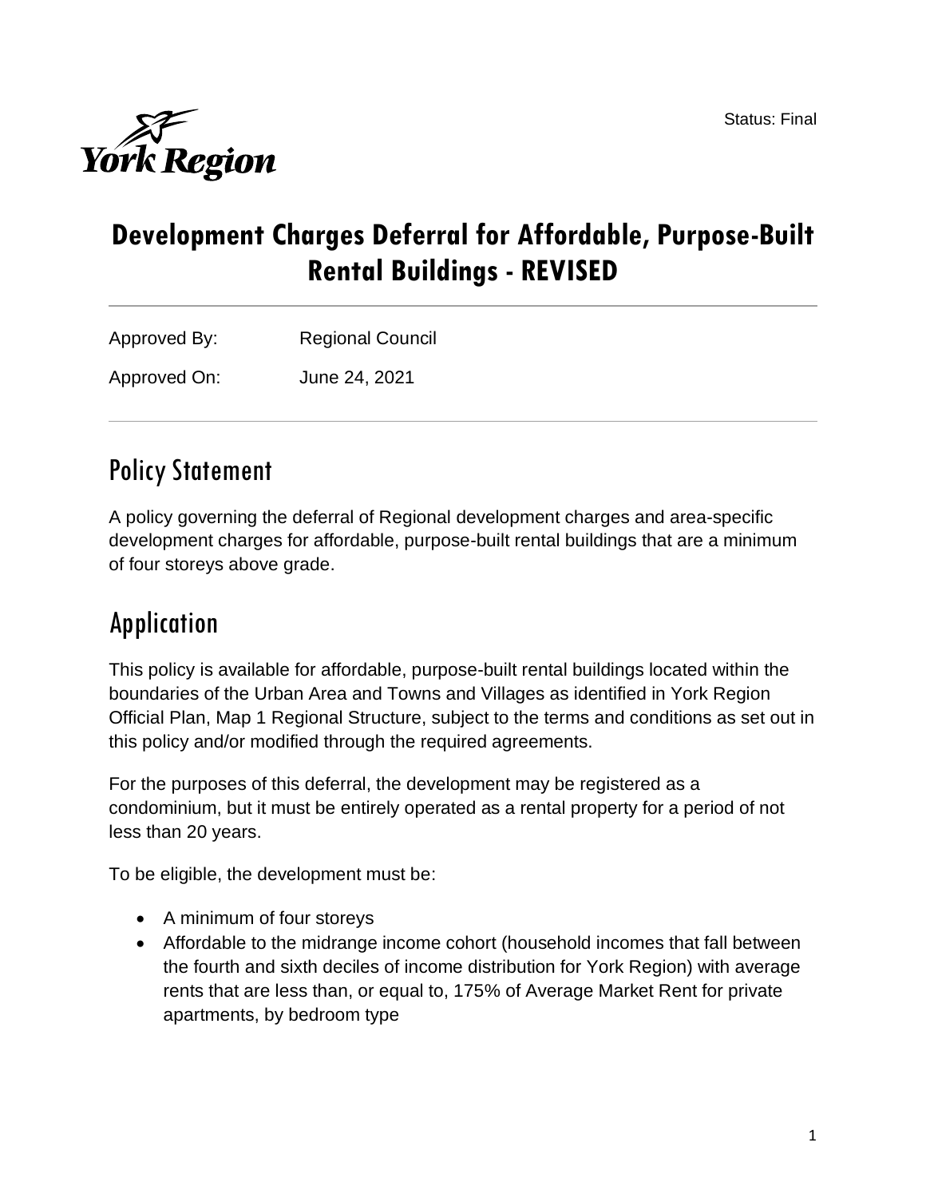Status: Final

# Development Charges Deferral for Affordable, Purpose-Built Rental Buildings - REVISED

Approved By: Regional Council

Approved On: June 24, 2021

## Policy Statement

A policy governing the deferral of Regional development charges and area-specific development charges for affordable, purpose-built rental buildings that are a minimum of four storeys above grade.

## Application

This policy is available for affordable, purpose-built rental buildings located within the boundaries of the Urban Area and Towns and Villages as identified in York Region Official Plan, Map 1 Regional Structure, subject to the terms and conditions as set out in this policy and/or modified through the required agreements.

For the purposes of this deferral, the development may be registered as a condominium, but it must be entirely operated as a rental property for a period of not less than 20 years.

To be eligible, the development must be:

- A minimum of four storeys
- Affordable to the midrange income cohort (household incomes that fall between the fourth and sixth deciles of income distribution for York Region) with average rents that are less than, or equal to, 175% of Average Market Rent for private apartments, by bedroom type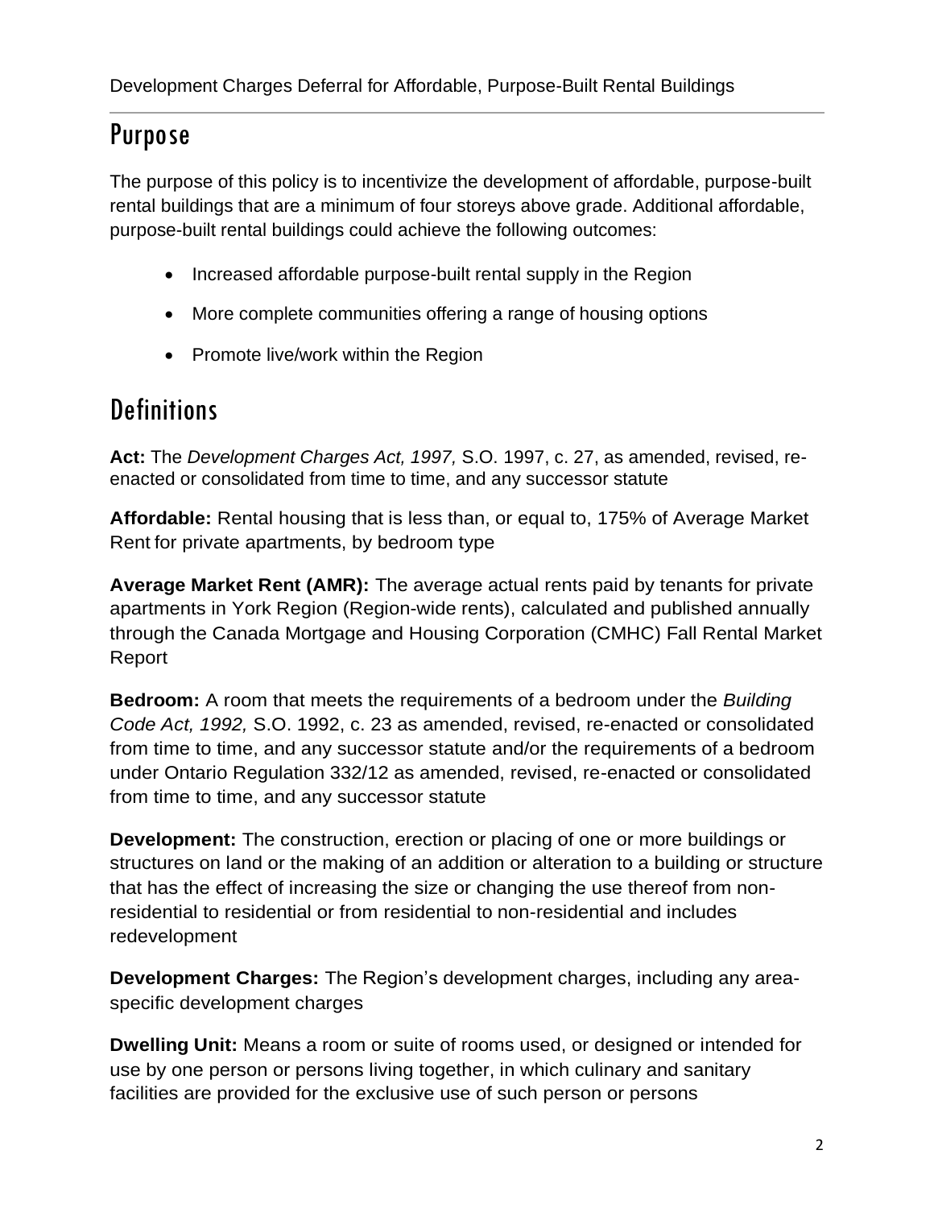# Purpose

The purpose of this policy is to incentivize the development of affordable, purpose-built rental buildings that are a minimum of four storeys above grade. Additional affordable, purpose-built rental buildings could achieve the following outcomes:

- Increased affordable purpose-built rental supply in the Region
- More complete communities offering a range of housing options
- Promote live/work within the Region

# Definitions

**Act:** The *Development Charges Act, 1997,* S.O. 1997, c. 27, as amended, revised, re-enacted or consolidated from time to time, and any successor statute

**Affordable:** Rental housing that is less than, or equal to, 175% of Average Market Rent for private apartments, by bedroom type

**Average Market Rent (AMR):** The average actual rents paid by tenants for private apartments in York Region (Region-wide rents), calculated and published annually through the Canada Mortgage and Housing Corporation (CMHC) Fall Rental Market Report

**Bedroom:** A room that meets the requirements of a bedroom under the *Building Code Act, 1992,* S.O. 1992, c. 23 as amended, revised, re-enacted or consolidated from time to time, and any successor statute and/or the requirements of a bedroom under Ontario Regulation 332/12 as amended, revised, re-enacted or consolidated from time to time, and any successor statute

**Development:** The construction, erection or placing of one or more buildings or structures on land or the making of an addition or alteration to a building or structure that has the effect of increasing the size or changing the use thereof from non-residential to residential or from residential to non-residential and includes redevelopment

**Development Charges:** The Region's development charges, including any area-specific development charges

**Dwelling Unit:** Means a room or suite of rooms used, or designed or intended for use by one person or persons living together, in which culinary and sanitary facilities are provided for the exclusive use of such person or persons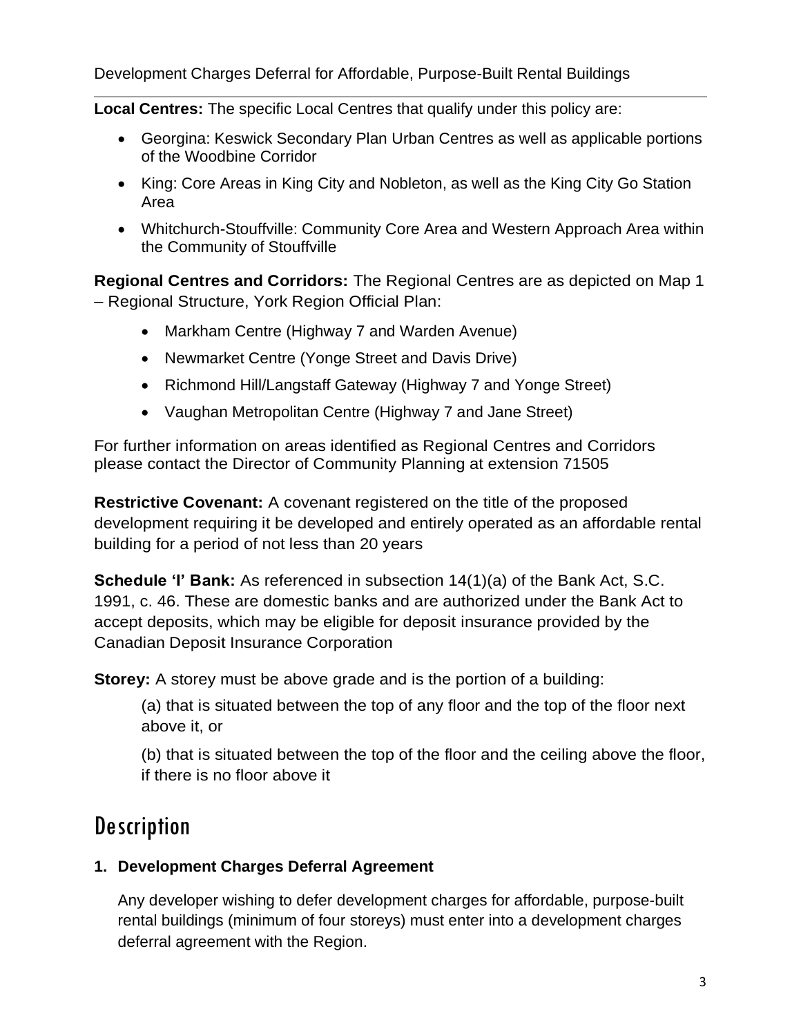**Local Centres:** The specific Local Centres that qualify under this policy are:

- Georgina: Keswick Secondary Plan Urban Centres as well as applicable portions of the Woodbine Corridor
- King: Core Areas in King City and Nobleton, as well as the King City Go Station Area
- Whitchurch-Stouffville: Community Core Area and Western Approach Area within the Community of Stouffville

**Regional Centres and Corridors:** The Regional Centres are as depicted on Map 1 – Regional Structure, York Region Official Plan:

- Markham Centre (Highway 7 and Warden Avenue)
- Newmarket Centre (Yonge Street and Davis Drive)
- Richmond Hill/Langstaff Gateway (Highway 7 and Yonge Street)
- Vaughan Metropolitan Centre (Highway 7 and Jane Street)

For further information on areas identified as Regional Centres and Corridors please contact the Director of Community Planning at extension 71505

**Restrictive Covenant:** A covenant registered on the title of the proposed development requiring it be developed and entirely operated as an affordable rental building for a period of not less than 20 years

**Schedule 'I' Bank:** As referenced in subsection 14(1)(a) of the Bank Act, S.C. 1991, c. 46. These are domestic banks and are authorized under the Bank Act to accept deposits, which may be eligible for deposit insurance provided by the Canadian Deposit Insurance Corporation

**Storey:** A storey must be above grade and is the portion of a building:

(a) that is situated between the top of any floor and the top of the floor next above it, or

(b) that is situated between the top of the floor and the ceiling above the floor, if there is no floor above it

# Description

### 1. Development Charges Deferral Agreement

Any developer wishing to defer development charges for affordable, purpose-built rental buildings (minimum of four storeys) must enter into a development charges deferral agreement with the Region.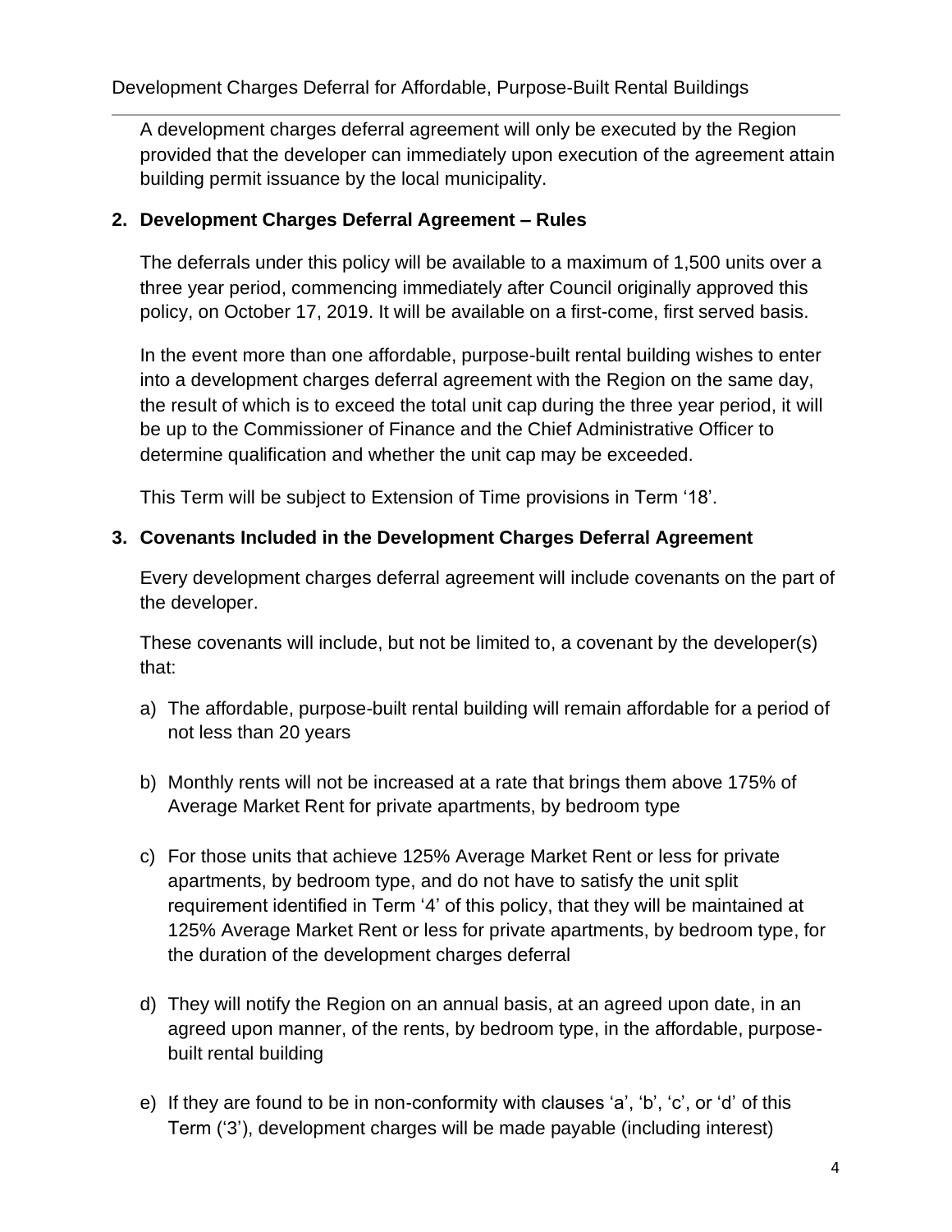A development charges deferral agreement will only be executed by the Region provided that the developer can immediately upon execution of the agreement attain building permit issuance by the local municipality.

**2. Development Charges Deferral Agreement – Rules**

The deferrals under this policy will be available to a maximum of 1,500 units over a three year period, commencing immediately after Council originally approved this policy, on October 17, 2019. It will be available on a first-come, first served basis.

In the event more than one affordable, purpose-built rental building wishes to enter into a development charges deferral agreement with the Region on the same day, the result of which is to exceed the total unit cap during the three year period, it will be up to the Commissioner of Finance and the Chief Administrative Officer to determine qualification and whether the unit cap may be exceeded.

This Term will be subject to Extension of Time provisions in Term '18'.

**3. Covenants Included in the Development Charges Deferral Agreement**

Every development charges deferral agreement will include covenants on the part of the developer.

These covenants will include, but not be limited to, a covenant by the developer(s) that:

a) The affordable, purpose-built rental building will remain affordable for a period of not less than 20 years

b) Monthly rents will not be increased at a rate that brings them above 175% of Average Market Rent for private apartments, by bedroom type

c) For those units that achieve 125% Average Market Rent or less for private apartments, by bedroom type, and do not have to satisfy the unit split requirement identified in Term '4' of this policy, that they will be maintained at 125% Average Market Rent or less for private apartments, by bedroom type, for the duration of the development charges deferral

d) They will notify the Region on an annual basis, at an agreed upon date, in an agreed upon manner, of the rents, by bedroom type, in the affordable, purpose-built rental building

e) If they are found to be in non-conformity with clauses 'a', 'b', 'c', or 'd' of this Term ('3'), development charges will be made payable (including interest)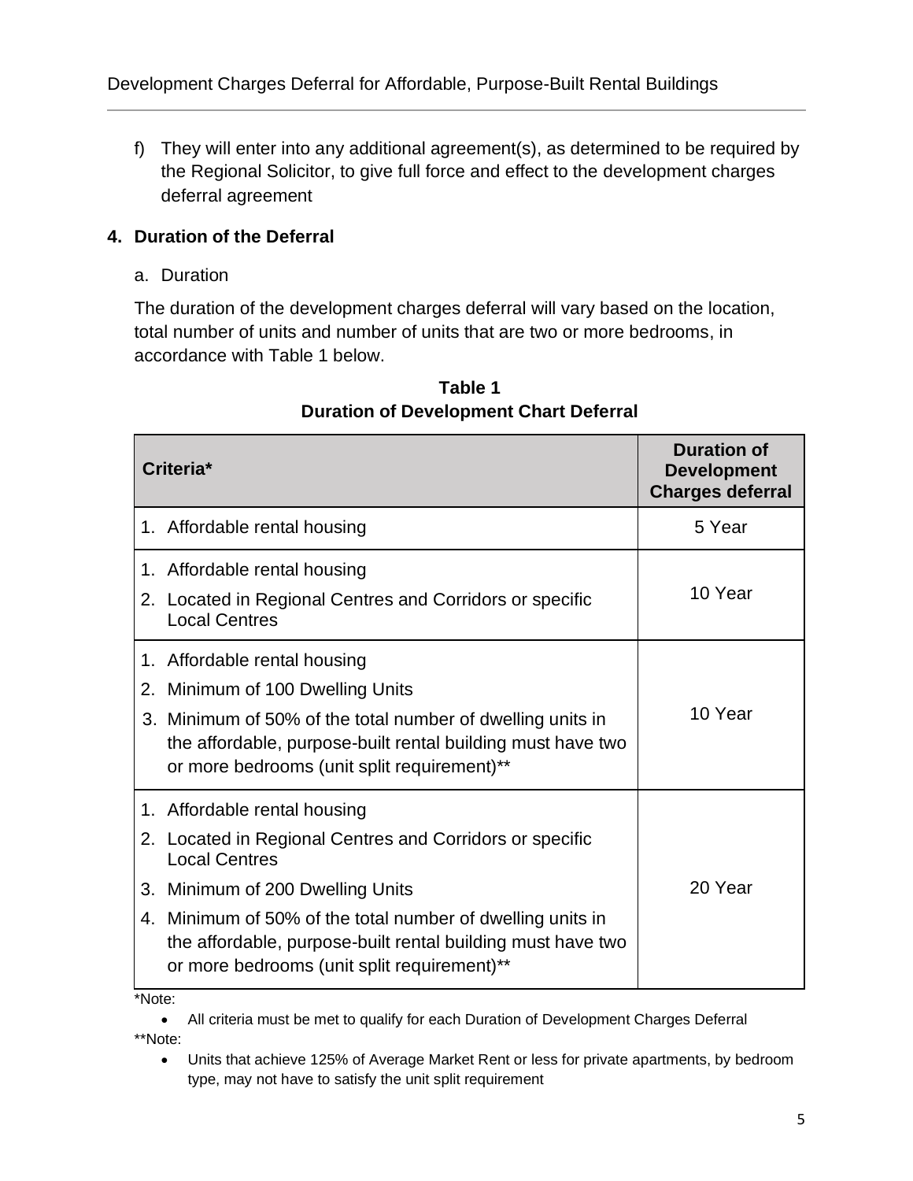f) They will enter into any additional agreement(s), as determined to be required by the Regional Solicitor, to give full force and effect to the development charges deferral agreement

## 4. Duration of the Deferral

a. Duration

The duration of the development charges deferral will vary based on the location, total number of units and number of units that are two or more bedrooms, in accordance with Table 1 below.

**Table 1**
**Duration of Development Chart Deferral**

| Criteria* | Duration of Development Charges deferral |
|---|---|
| 1. Affordable rental housing | 5 Year |
| 1. Affordable rental housing<br>2. Located in Regional Centres and Corridors or specific Local Centres | 10 Year |
| 1. Affordable rental housing<br>2. Minimum of 100 Dwelling Units<br>3. Minimum of 50% of the total number of dwelling units in the affordable, purpose-built rental building must have two or more bedrooms (unit split requirement)** | 10 Year |
| 1. Affordable rental housing<br>2. Located in Regional Centres and Corridors or specific Local Centres<br>3. Minimum of 200 Dwelling Units<br>4. Minimum of 50% of the total number of dwelling units in the affordable, purpose-built rental building must have two or more bedrooms (unit split requirement)** | 20 Year |

*Note:

- All criteria must be met to qualify for each Duration of Development Charges Deferral

**Note:

- Units that achieve 125% of Average Market Rent or less for private apartments, by bedroom type, may not have to satisfy the unit split requirement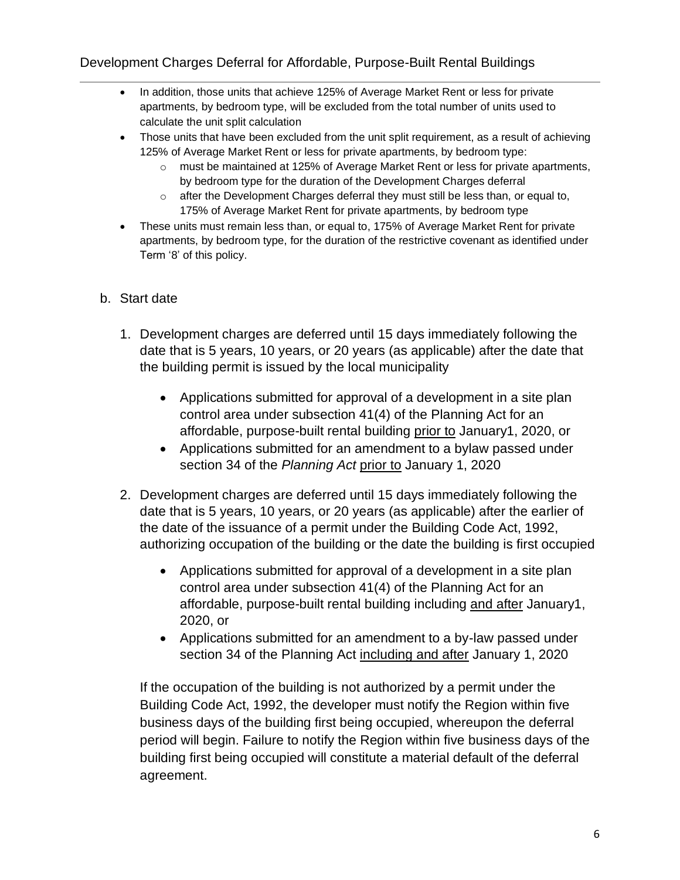- In addition, those units that achieve 125% of Average Market Rent or less for private apartments, by bedroom type, will be excluded from the total number of units used to calculate the unit split calculation
- Those units that have been excluded from the unit split requirement, as a result of achieving 125% of Average Market Rent or less for private apartments, by bedroom type:
  - must be maintained at 125% of Average Market Rent or less for private apartments, by bedroom type for the duration of the Development Charges deferral
  - after the Development Charges deferral they must still be less than, or equal to, 175% of Average Market Rent for private apartments, by bedroom type
- These units must remain less than, or equal to, 175% of Average Market Rent for private apartments, by bedroom type, for the duration of the restrictive covenant as identified under Term '8' of this policy.

b. Start date

1. Development charges are deferred until 15 days immediately following the date that is 5 years, 10 years, or 20 years (as applicable) after the date that the building permit is issued by the local municipality

   - Applications submitted for approval of a development in a site plan control area under subsection 41(4) of the Planning Act for an affordable, purpose-built rental building prior to January1, 2020, or
   - Applications submitted for an amendment to a bylaw passed under section 34 of the *Planning Act* prior to January 1, 2020

2. Development charges are deferred until 15 days immediately following the date that is 5 years, 10 years, or 20 years (as applicable) after the earlier of the date of the issuance of a permit under the Building Code Act, 1992, authorizing occupation of the building or the date the building is first occupied

   - Applications submitted for approval of a development in a site plan control area under subsection 41(4) of the Planning Act for an affordable, purpose-built rental building including and after January1, 2020, or
   - Applications submitted for an amendment to a by-law passed under section 34 of the Planning Act including and after January 1, 2020

   If the occupation of the building is not authorized by a permit under the Building Code Act, 1992, the developer must notify the Region within five business days of the building first being occupied, whereupon the deferral period will begin. Failure to notify the Region within five business days of the building first being occupied will constitute a material default of the deferral agreement.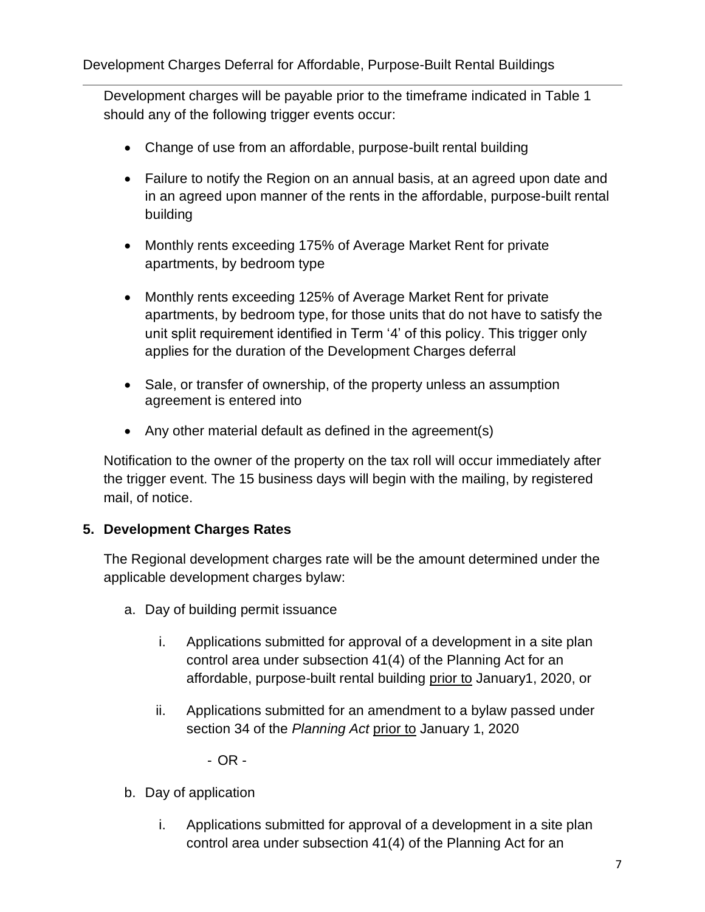Development charges will be payable prior to the timeframe indicated in Table 1 should any of the following trigger events occur:

- Change of use from an affordable, purpose-built rental building
- Failure to notify the Region on an annual basis, at an agreed upon date and in an agreed upon manner of the rents in the affordable, purpose-built rental building
- Monthly rents exceeding 175% of Average Market Rent for private apartments, by bedroom type
- Monthly rents exceeding 125% of Average Market Rent for private apartments, by bedroom type, for those units that do not have to satisfy the unit split requirement identified in Term '4' of this policy. This trigger only applies for the duration of the Development Charges deferral
- Sale, or transfer of ownership, of the property unless an assumption agreement is entered into
- Any other material default as defined in the agreement(s)

Notification to the owner of the property on the tax roll will occur immediately after the trigger event. The 15 business days will begin with the mailing, by registered mail, of notice.

## 5. Development Charges Rates

The Regional development charges rate will be the amount determined under the applicable development charges bylaw:

a. Day of building permit issuance

   i. Applications submitted for approval of a development in a site plan control area under subsection 41(4) of the Planning Act for an affordable, purpose-built rental building <u>prior to</u> January1, 2020, or

   ii. Applications submitted for an amendment to a bylaw passed under section 34 of the *Planning Act* <u>prior to</u> January 1, 2020

   - OR -

b. Day of application

   i. Applications submitted for approval of a development in a site plan control area under subsection 41(4) of the Planning Act for an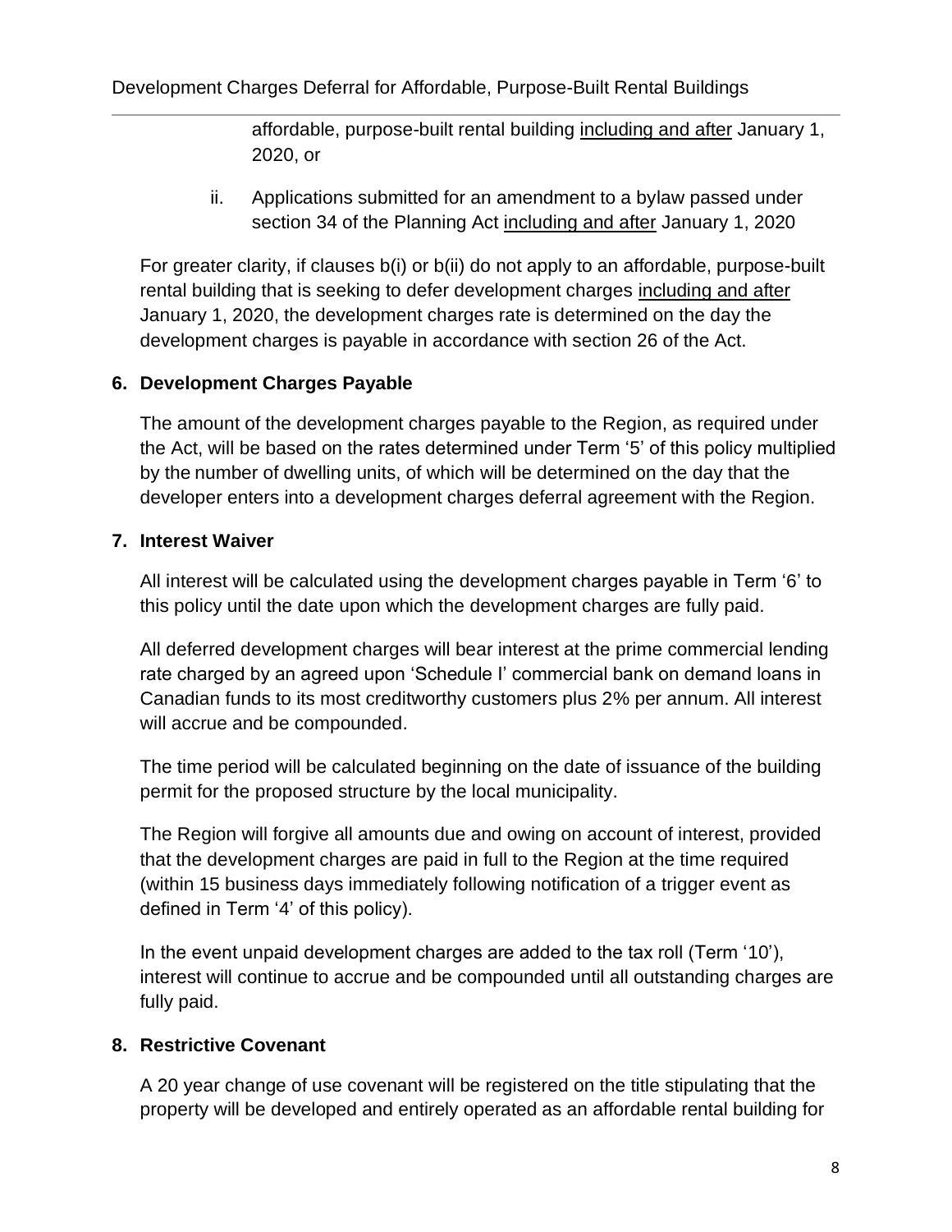affordable, purpose-built rental building <u>including and after</u> January 1, 2020, or

ii. Applications submitted for an amendment to a bylaw passed under section 34 of the Planning Act <u>including and after</u> January 1, 2020

For greater clarity, if clauses b(i) or b(ii) do not apply to an affordable, purpose-built rental building that is seeking to defer development charges <u>including and after</u> January 1, 2020, the development charges rate is determined on the day the development charges is payable in accordance with section 26 of the Act.

## 6. Development Charges Payable

The amount of the development charges payable to the Region, as required under the Act, will be based on the rates determined under Term '5' of this policy multiplied by the number of dwelling units, of which will be determined on the day that the developer enters into a development charges deferral agreement with the Region.

## 7. Interest Waiver

All interest will be calculated using the development charges payable in Term '6' to this policy until the date upon which the development charges are fully paid.

All deferred development charges will bear interest at the prime commercial lending rate charged by an agreed upon 'Schedule I' commercial bank on demand loans in Canadian funds to its most creditworthy customers plus 2% per annum. All interest will accrue and be compounded.

The time period will be calculated beginning on the date of issuance of the building permit for the proposed structure by the local municipality.

The Region will forgive all amounts due and owing on account of interest, provided that the development charges are paid in full to the Region at the time required (within 15 business days immediately following notification of a trigger event as defined in Term '4' of this policy).

In the event unpaid development charges are added to the tax roll (Term '10'), interest will continue to accrue and be compounded until all outstanding charges are fully paid.

## 8. Restrictive Covenant

A 20 year change of use covenant will be registered on the title stipulating that the property will be developed and entirely operated as an affordable rental building for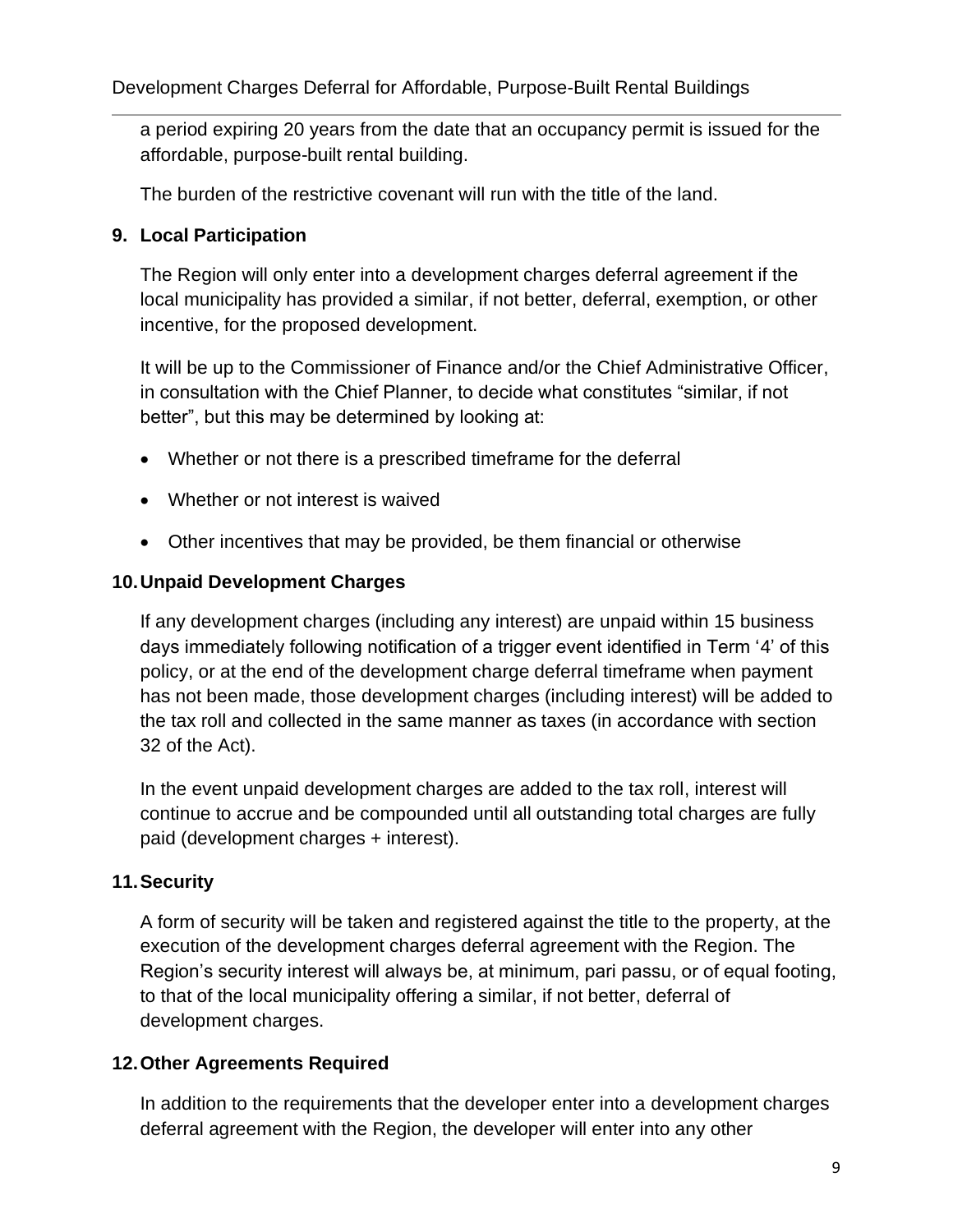a period expiring 20 years from the date that an occupancy permit is issued for the affordable, purpose-built rental building.

The burden of the restrictive covenant will run with the title of the land.

## 9. Local Participation

The Region will only enter into a development charges deferral agreement if the local municipality has provided a similar, if not better, deferral, exemption, or other incentive, for the proposed development.

It will be up to the Commissioner of Finance and/or the Chief Administrative Officer, in consultation with the Chief Planner, to decide what constitutes "similar, if not better", but this may be determined by looking at:

- Whether or not there is a prescribed timeframe for the deferral
- Whether or not interest is waived
- Other incentives that may be provided, be them financial or otherwise

## 10. Unpaid Development Charges

If any development charges (including any interest) are unpaid within 15 business days immediately following notification of a trigger event identified in Term '4' of this policy, or at the end of the development charge deferral timeframe when payment has not been made, those development charges (including interest) will be added to the tax roll and collected in the same manner as taxes (in accordance with section 32 of the Act).

In the event unpaid development charges are added to the tax roll, interest will continue to accrue and be compounded until all outstanding total charges are fully paid (development charges + interest).

## 11. Security

A form of security will be taken and registered against the title to the property, at the execution of the development charges deferral agreement with the Region. The Region's security interest will always be, at minimum, pari passu, or of equal footing, to that of the local municipality offering a similar, if not better, deferral of development charges.

## 12. Other Agreements Required

In addition to the requirements that the developer enter into a development charges deferral agreement with the Region, the developer will enter into any other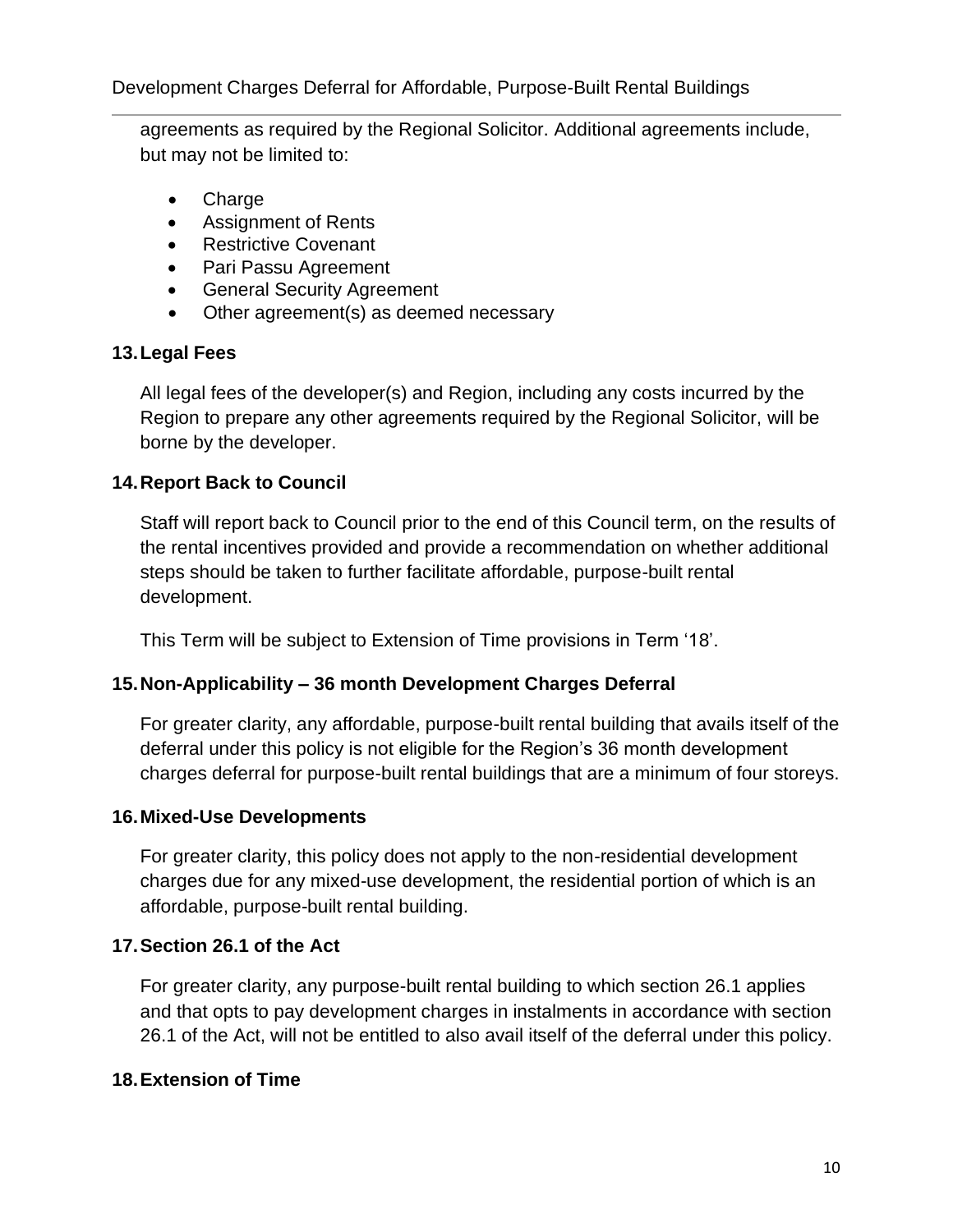agreements as required by the Regional Solicitor. Additional agreements include, but may not be limited to:

- Charge
- Assignment of Rents
- Restrictive Covenant
- Pari Passu Agreement
- General Security Agreement
- Other agreement(s) as deemed necessary

### 13. Legal Fees

All legal fees of the developer(s) and Region, including any costs incurred by the Region to prepare any other agreements required by the Regional Solicitor, will be borne by the developer.

### 14. Report Back to Council

Staff will report back to Council prior to the end of this Council term, on the results of the rental incentives provided and provide a recommendation on whether additional steps should be taken to further facilitate affordable, purpose-built rental development.

This Term will be subject to Extension of Time provisions in Term '18'.

### 15. Non-Applicability – 36 month Development Charges Deferral

For greater clarity, any affordable, purpose-built rental building that avails itself of the deferral under this policy is not eligible for the Region's 36 month development charges deferral for purpose-built rental buildings that are a minimum of four storeys.

### 16. Mixed-Use Developments

For greater clarity, this policy does not apply to the non-residential development charges due for any mixed-use development, the residential portion of which is an affordable, purpose-built rental building.

### 17. Section 26.1 of the Act

For greater clarity, any purpose-built rental building to which section 26.1 applies and that opts to pay development charges in instalments in accordance with section 26.1 of the Act, will not be entitled to also avail itself of the deferral under this policy.

### 18. Extension of Time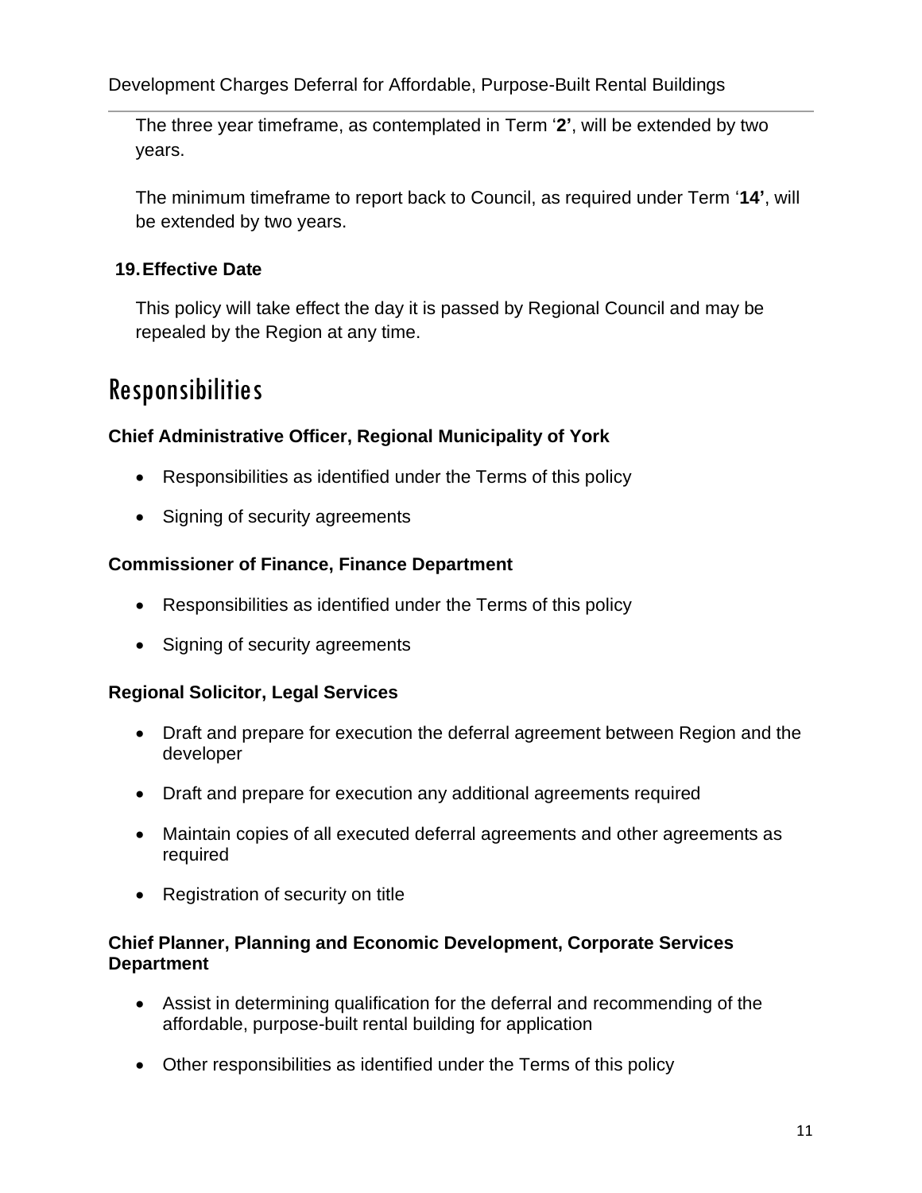The three year timeframe, as contemplated in Term '**2'**, will be extended by two years.

The minimum timeframe to report back to Council, as required under Term '**14'**, will be extended by two years.

**19. Effective Date**

This policy will take effect the day it is passed by Regional Council and may be repealed by the Region at any time.

# Responsibilities

**Chief Administrative Officer, Regional Municipality of York**

- Responsibilities as identified under the Terms of this policy
- Signing of security agreements

**Commissioner of Finance, Finance Department**

- Responsibilities as identified under the Terms of this policy
- Signing of security agreements

**Regional Solicitor, Legal Services**

- Draft and prepare for execution the deferral agreement between Region and the developer
- Draft and prepare for execution any additional agreements required
- Maintain copies of all executed deferral agreements and other agreements as required
- Registration of security on title

**Chief Planner, Planning and Economic Development, Corporate Services Department**

- Assist in determining qualification for the deferral and recommending of the affordable, purpose-built rental building for application
- Other responsibilities as identified under the Terms of this policy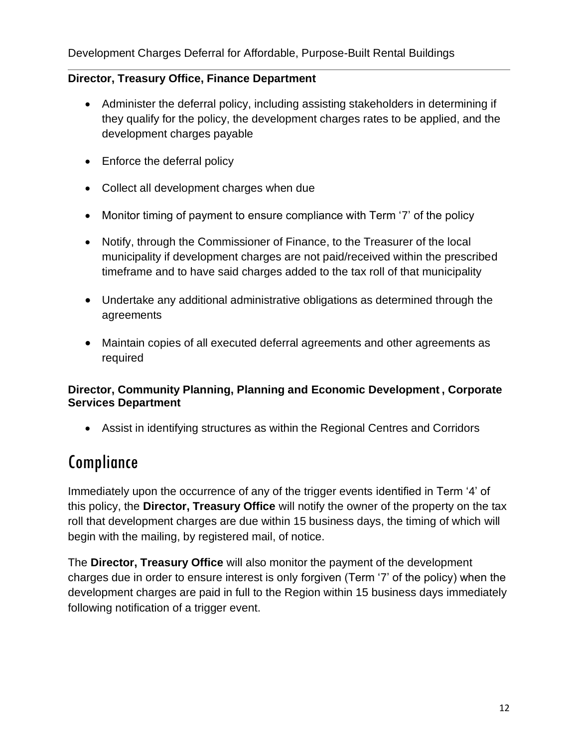**Director, Treasury Office, Finance Department**

- Administer the deferral policy, including assisting stakeholders in determining if they qualify for the policy, the development charges rates to be applied, and the development charges payable
- Enforce the deferral policy
- Collect all development charges when due
- Monitor timing of payment to ensure compliance with Term '7' of the policy
- Notify, through the Commissioner of Finance, to the Treasurer of the local municipality if development charges are not paid/received within the prescribed timeframe and to have said charges added to the tax roll of that municipality
- Undertake any additional administrative obligations as determined through the agreements
- Maintain copies of all executed deferral agreements and other agreements as required

**Director, Community Planning, Planning and Economic Development , Corporate Services Department**

- Assist in identifying structures as within the Regional Centres and Corridors

# Compliance

Immediately upon the occurrence of any of the trigger events identified in Term '4' of this policy, the **Director, Treasury Office** will notify the owner of the property on the tax roll that development charges are due within 15 business days, the timing of which will begin with the mailing, by registered mail, of notice.

The **Director, Treasury Office** will also monitor the payment of the development charges due in order to ensure interest is only forgiven (Term '7' of the policy) when the development charges are paid in full to the Region within 15 business days immediately following notification of a trigger event.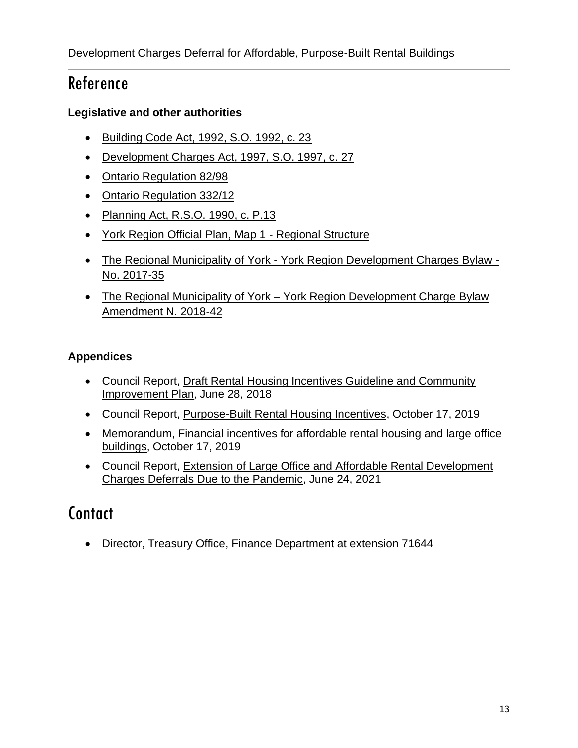# Reference

**Legislative and other authorities**

- Building Code Act, 1992, S.O. 1992, c. 23
- Development Charges Act, 1997, S.O. 1997, c. 27
- Ontario Regulation 82/98
- Ontario Regulation 332/12
- Planning Act, R.S.O. 1990, c. P.13
- York Region Official Plan, Map 1 - Regional Structure
- The Regional Municipality of York - York Region Development Charges Bylaw - No. 2017-35
- The Regional Municipality of York – York Region Development Charge Bylaw Amendment N. 2018-42

**Appendices**

- Council Report, Draft Rental Housing Incentives Guideline and Community Improvement Plan, June 28, 2018
- Council Report, Purpose-Built Rental Housing Incentives, October 17, 2019
- Memorandum, Financial incentives for affordable rental housing and large office buildings, October 17, 2019
- Council Report, Extension of Large Office and Affordable Rental Development Charges Deferrals Due to the Pandemic, June 24, 2021

# Contact

- Director, Treasury Office, Finance Department at extension 71644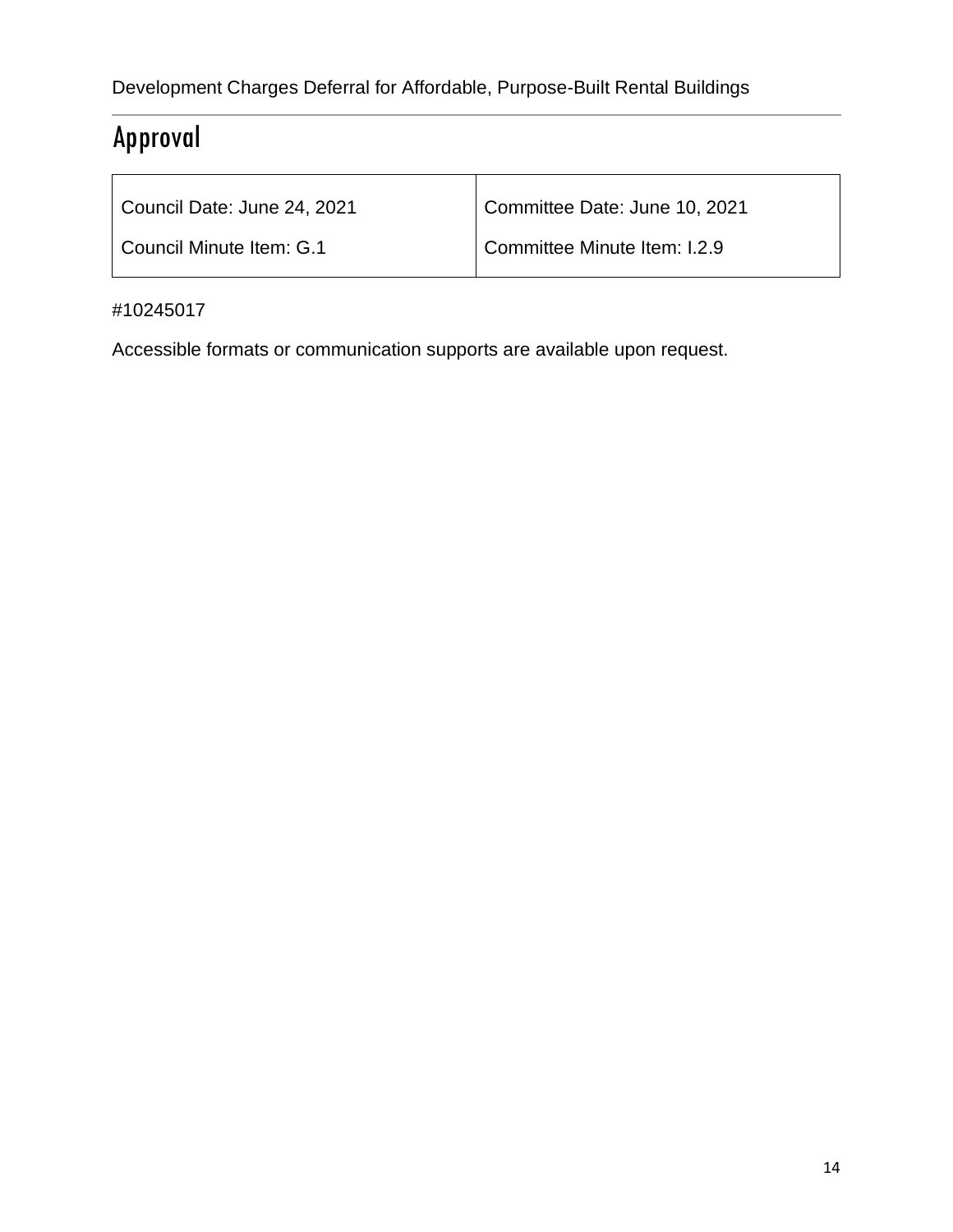## Approval

| | |
|---|---|
| Council Date: June 24, 2021<br>Council Minute Item: G.1 | Committee Date: June 10, 2021<br>Committee Minute Item: I.2.9 |

#10245017

Accessible formats or communication supports are available upon request.